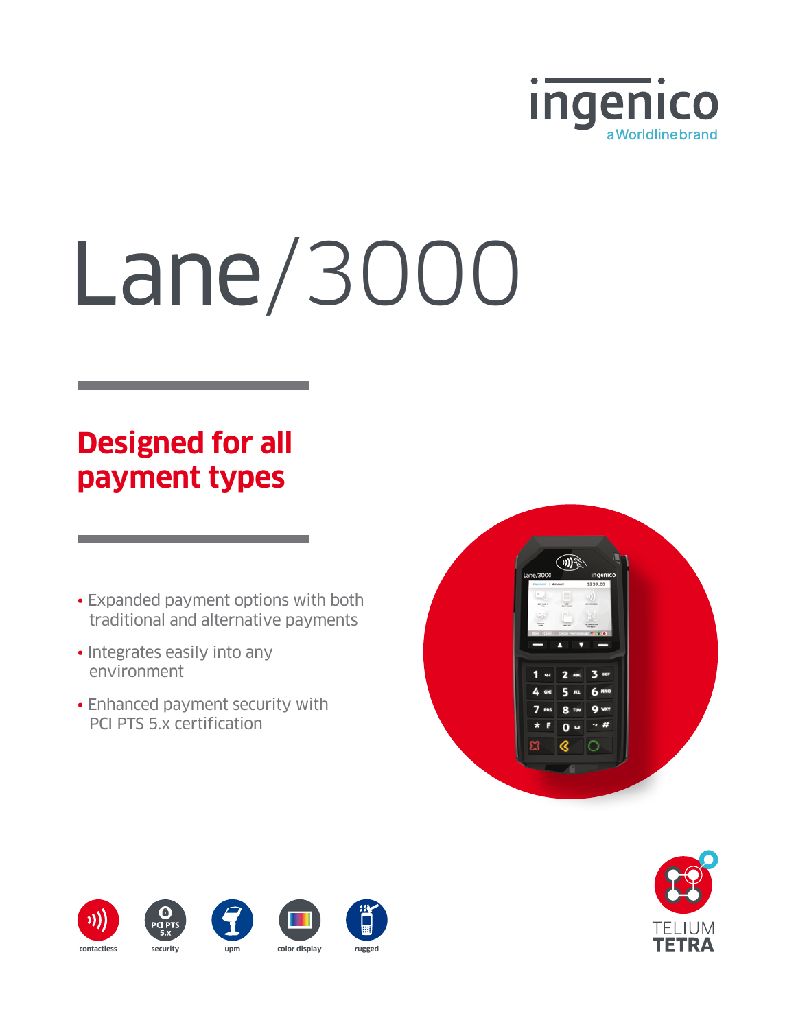ingenico

a Worldline brand

# Lane/3000

## Designed for all payment types

- Expanded payment options with both traditional and alternative payments
- Integrates easily into any environment
- Enhanced payment security with PCI PTS 5.x certification

contactless | security | upm | color display | rugged

TELIUM TETRA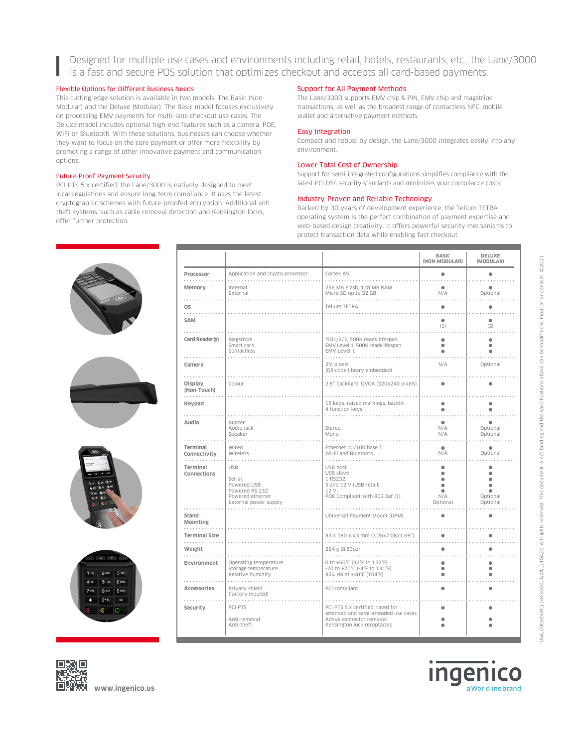Designed for multiple use cases and environments including retail, hotels, restaurants, etc., the Lane/3000 is a fast and secure POS solution that optimizes checkout and accepts all card-based payments.

### Flexible Options for Different Business Needs

This cutting-edge solution is available in two models: The Basic (Non-Modular) and the Deluxe (Modular). The Basic model focuses exclusively on processing EMV payments for multi-lane checkout use cases. The Deluxe model includes optional high-end features such as a camera, POE, WiFi or Bluetooth. With these solutions, businesses can choose whether they want to focus on the core payment or offer more flexibility by promoting a range of other innovative payment and communication options.

### Future-Proof Payment Security

PCI PTS 5.x certified, the Lane/3000 is natively designed to meet local regulations and ensure long-term compliance. It uses the latest cryptographic schemes with future-proofed encryption. Additional anti-theft systems, such as cable removal detection and Kensington locks, offer further protection.

### Support for All Payment Methods

The Lane/3000 supports EMV chip & PIN, EMV chip and magstripe transactions, as well as the broadest range of contactless NFC, mobile wallet and alternative payment methods.

### Easy Integration

Compact and robust by design, the Lane/3000 integrates easily into any environment.

### Lower Total Cost of Ownership

Support for semi-integrated configurations simplifies compliance with the latest PCI DSS security standards and minimizes your compliance costs.

### Industry-Proven and Reliable Technology

Backed by 30 years of development experience, the Telium TETRA operating system is the perfect combination of payment expertise and web-based design creativity. It offers powerful security mechanisms to protect transaction data while enabling fast checkout.

| | | | BASIC (NON-MODULAR) | DELUXE (MODULAR) |
|---|---|---|---|---|
| **Processor** | Application and crypto processor | Cortex A5 | ● | ● |
| **Memory** | Internal<br>External | 256 MB Flash, 128 MB RAM<br>Micro SD up to 32 GB | ●<br>N/A | ●<br>Optional |
| **OS** | | Telium TETRA | ● | ● |
| **SAM** | | | ●<br>(1) | ●<br>(3) |
| **Card Reader(s)** | Magstripe<br>Smart card<br>Contactless | ISO1/2/3, 500K reads lifespan<br>EMV Level 1, 500K reads lifespan<br>EMV Level 1 | ●<br>●<br>● | ●<br>●<br>● |
| **Camera** | | 2M pixels<br>(QR code library embedded) | N/A | Optional |
| **Display (Non-Touch)** | Colour | 2.8" backlight, QVGA (320x240 pixels) | ● | ● |
| **Keypad** | | 15 keys, raised markings, backlit<br>4 function keys | ●<br>● | ●<br>● |
| **Audio** | Buzzer<br>Audio jack<br>Speaker | <br>Stereo<br>Mono | ●<br>N/A<br>N/A | ●<br>Optional<br>Optional |
| **Terminal Connectivity** | Wired<br>Wireless | Ethernet 10/100 base T<br>Wi-Fi and Bluetooth | ●<br>N/A | ●<br>Optional |
| **Terminal Connections** | USB<br><br>Serial<br>Powered USB<br>Powered RS 232<br>Powered ethernet<br>External power supply | USB host<br>USB slave<br>1 RS232<br>5 and 12 V (USB retail)<br>12 V<br>POE Compliant with 802.3af (1) | ●<br>●<br>●<br>●<br>●<br>N/A<br>Optional | ●<br>●<br>●<br>●<br>●<br>Optional<br>Optional |
| **Stand Mounting** | | Universal Payment Mount (UPM) | ● | ● |
| **Terminal Size** | | 83 x 180 x 43 mm (3.26x7.08x1.69") | ● | ● |
| **Weight** | | 254 g (8.89oz) | ● | ● |
| **Environment** | Operating temperature<br>Storage temperature<br>Relative humidity | 0 to +50°C (32°F to 122°F)<br>-20 to +70°C (-4°F to 131°F)<br>85% HR at +40°C (104°F) | ●<br>●<br>● | ●<br>●<br>● |
| **Accessories** | Privacy shield (factory mouted) | PCI compliant | ● | ● |
| **Security** | PCI PTS<br><br>Anti-removal<br>Anti-theft | PCI PTS 5.x certified, rated for attended and semi-attended use cases<br>Active connector removal<br>Kensington lock receptacles | ●<br><br>●<br>● | ●<br><br>●<br>● |

USA_Datasheet_Lane3000_IGWL_210420. All rights reserved. This document is not binding and the specifications above can be modified without prior consent. ©2021

www.ingenico.us

ingenico
a Worldline brand